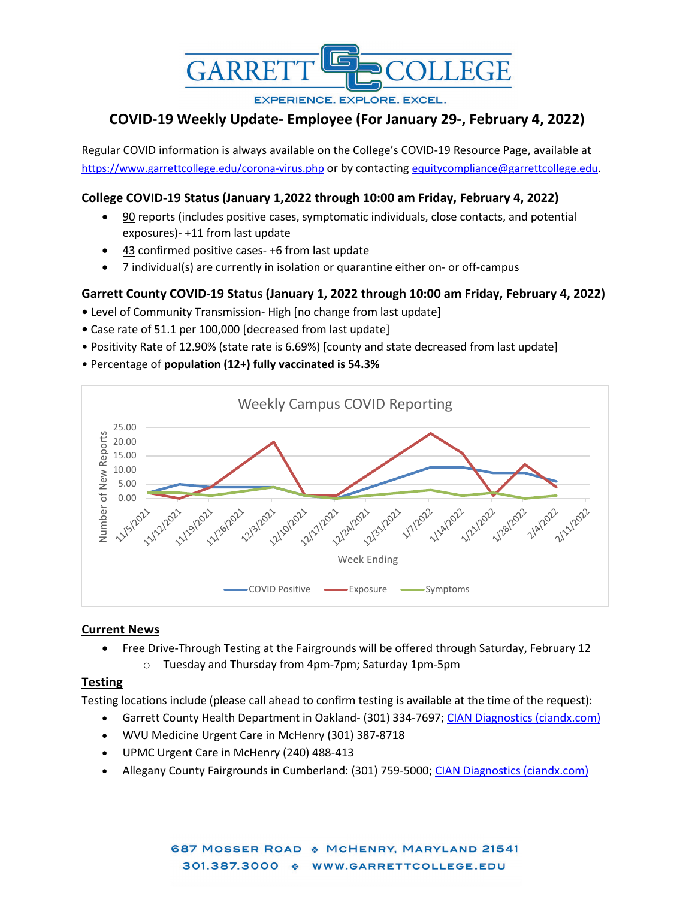# GARRETT COLLEGE

EXPERIENCE. EXPLORE. EXCEL.

## COVID-19 Weekly Update- Employee (For January 29-, February 4, 2022)

Regular COVID information is always available on the College's COVID-19 Resource Page, available at https://www.garrettcollege.edu/corona-virus.php or by contacting equitycompliance@garrettcollege.edu.

**College COVID-19 Status (January 1,2022 through 10:00 am Friday, February 4, 2022)**

- 90 reports (includes positive cases, symptomatic individuals, close contacts, and potential exposures)- +11 from last update
- 43 confirmed positive cases- +6 from last update
- 7 individual(s) are currently in isolation or quarantine either on- or off-campus

**Garrett County COVID-19 Status (January 1, 2022 through 10:00 am Friday, February 4, 2022)**

- Level of Community Transmission- High [no change from last update]
- Case rate of 51.1 per 100,000 [decreased from last update]
- Positivity Rate of 12.90% (state rate is 6.69%) [county and state decreased from last update]
- Percentage of **population (12+) fully vaccinated is 54.3%**

Weekly Campus COVID Reporting

**Current News**

- Free Drive-Through Testing at the Fairgrounds will be offered through Saturday, February 12
    - Tuesday and Thursday from 4pm-7pm; Saturday 1pm-5pm

**Testing**

Testing locations include (please call ahead to confirm testing is available at the time of the request):

- Garrett County Health Department in Oakland- (301) 334-7697; CIAN Diagnostics (ciandx.com)
- WVU Medicine Urgent Care in McHenry (301) 387-8718
- UPMC Urgent Care in McHenry (240) 488-413
- Allegany County Fairgrounds in Cumberland: (301) 759-5000; CIAN Diagnostics (ciandx.com)

687 Mosser Road ❖ McHenry, Maryland 21541
301.387.3000 ❖ www.garrettcollege.edu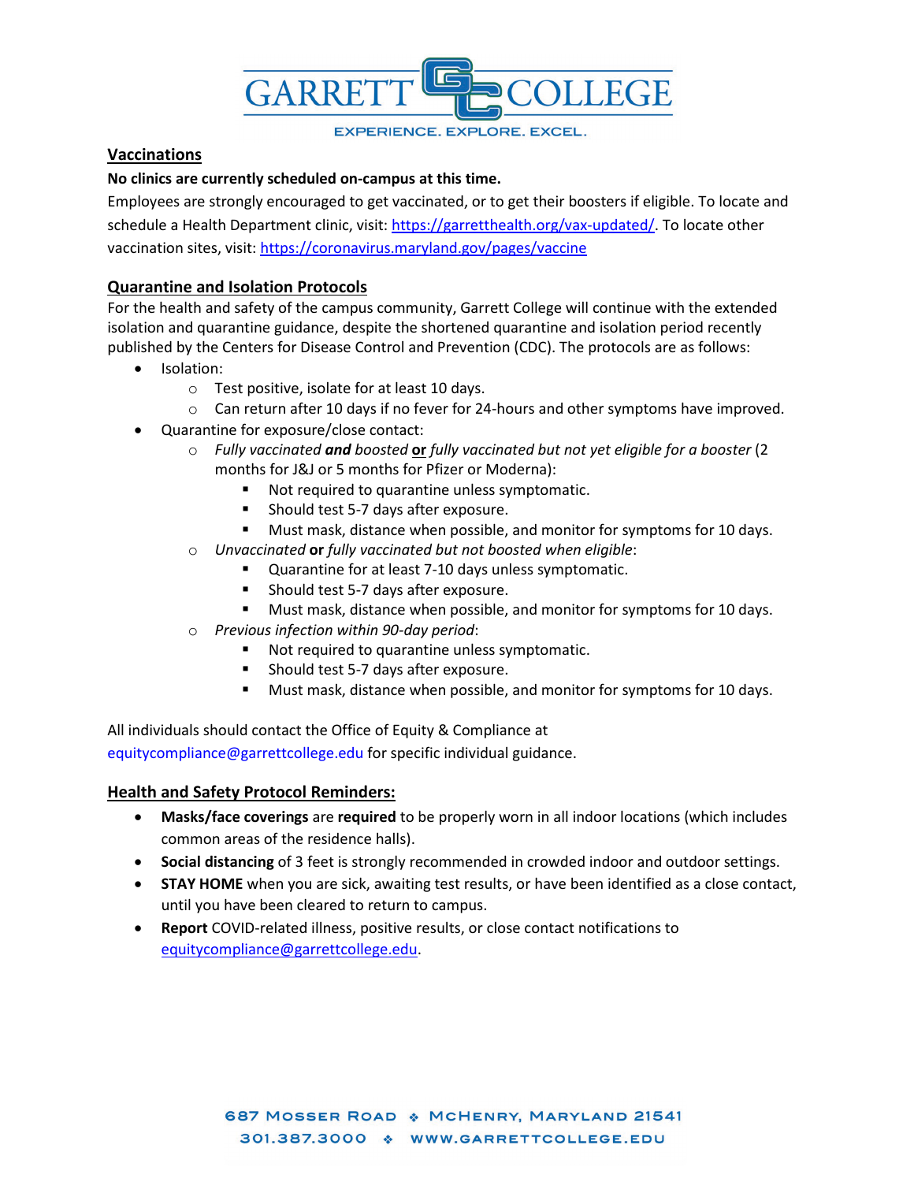## Vaccinations

**No clinics are currently scheduled on-campus at this time.**

Employees are strongly encouraged to get vaccinated, or to get their boosters if eligible. To locate and schedule a Health Department clinic, visit: https://garretthealth.org/vax-updated/. To locate other vaccination sites, visit: https://coronavirus.maryland.gov/pages/vaccine

## Quarantine and Isolation Protocols

For the health and safety of the campus community, Garrett College will continue with the extended isolation and quarantine guidance, despite the shortened quarantine and isolation period recently published by the Centers for Disease Control and Prevention (CDC). The protocols are as follows:

- Isolation:
  - Test positive, isolate for at least 10 days.
  - Can return after 10 days if no fever for 24-hours and other symptoms have improved.
- Quarantine for exposure/close contact:
  - *Fully vaccinated **and** boosted* **or** *fully vaccinated but not yet eligible for a booster* (2 months for J&J or 5 months for Pfizer or Moderna):
    - Not required to quarantine unless symptomatic.
    - Should test 5-7 days after exposure.
    - Must mask, distance when possible, and monitor for symptoms for 10 days.
  - *Unvaccinated* **or** *fully vaccinated but not boosted when eligible*:
    - Quarantine for at least 7-10 days unless symptomatic.
    - Should test 5-7 days after exposure.
    - Must mask, distance when possible, and monitor for symptoms for 10 days.
  - *Previous infection within 90-day period*:
    - Not required to quarantine unless symptomatic.
    - Should test 5-7 days after exposure.
    - Must mask, distance when possible, and monitor for symptoms for 10 days.

All individuals should contact the Office of Equity & Compliance at equitycompliance@garrettcollege.edu for specific individual guidance.

## Health and Safety Protocol Reminders:

- **Masks/face coverings** are **required** to be properly worn in all indoor locations (which includes common areas of the residence halls).
- **Social distancing** of 3 feet is strongly recommended in crowded indoor and outdoor settings.
- **STAY HOME** when you are sick, awaiting test results, or have been identified as a close contact, until you have been cleared to return to campus.
- **Report** COVID-related illness, positive results, or close contact notifications to equitycompliance@garrettcollege.edu.